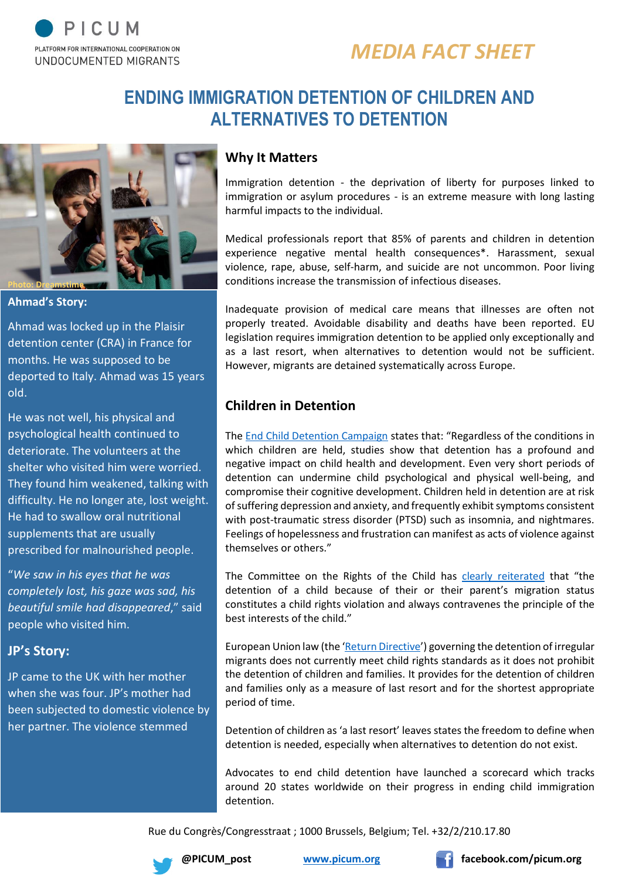PICUM

PLATFORM FOR INTERNATIONAL COOPERATION ON UNDOCUMENTED MIGRANTS

*MEDIA FACT SHEET*

# ENDING IMMIGRATION DETENTION OF CHILDREN AND ALTERNATIVES TO DETENTION

Photo: Dreamstime

### Ahmad's Story:

Ahmad was locked up in the Plaisir detention center (CRA) in France for months. He was supposed to be deported to Italy. Ahmad was 15 years old.

He was not well, his physical and psychological health continued to deteriorate. The volunteers at the shelter who visited him were worried. They found him weakened, talking with difficulty. He no longer ate, lost weight. He had to swallow oral nutritional supplements that are usually prescribed for malnourished people.

"*We saw in his eyes that he was completely lost, his gaze was sad, his beautiful smile had disappeared*," said people who visited him.

### JP's Story:

JP came to the UK with her mother when she was four. JP's mother had been subjected to domestic violence by her partner. The violence stemmed

## Why It Matters

Immigration detention - the deprivation of liberty for purposes linked to immigration or asylum procedures - is an extreme measure with long lasting harmful impacts to the individual.

Medical professionals report that 85% of parents and children in detention experience negative mental health consequences*. Harassment, sexual violence, rape, abuse, self-harm, and suicide are not uncommon. Poor living conditions increase the transmission of infectious diseases.

Inadequate provision of medical care means that illnesses are often not properly treated. Avoidable disability and deaths have been reported. EU legislation requires immigration detention to be applied only exceptionally and as a last resort, when alternatives to detention would not be sufficient. However, migrants are detained systematically across Europe.

## Children in Detention

The End Child Detention Campaign states that: "Regardless of the conditions in which children are held, studies show that detention has a profound and negative impact on child health and development. Even very short periods of detention can undermine child psychological and physical well-being, and compromise their cognitive development. Children held in detention are at risk of suffering depression and anxiety, and frequently exhibit symptoms consistent with post-traumatic stress disorder (PTSD) such as insomnia, and nightmares. Feelings of hopelessness and frustration can manifest as acts of violence against themselves or others."

The Committee on the Rights of the Child has clearly reiterated that "the detention of a child because of their or their parent's migration status constitutes a child rights violation and always contravenes the principle of the best interests of the child."

European Union law (the 'Return Directive') governing the detention of irregular migrants does not currently meet child rights standards as it does not prohibit the detention of children and families. It provides for the detention of children and families only as a measure of last resort and for the shortest appropriate period of time.

Detention of children as 'a last resort' leaves states the freedom to define when detention is needed, especially when alternatives to detention do not exist.

Advocates to end child detention have launched a scorecard which tracks around 20 states worldwide on their progress in ending child immigration detention.

Rue du Congrès/Congresstraat ; 1000 Brussels, Belgium; Tel. +32/2/210.17.80

@PICUM_post | www.picum.org | facebook.com/picum.org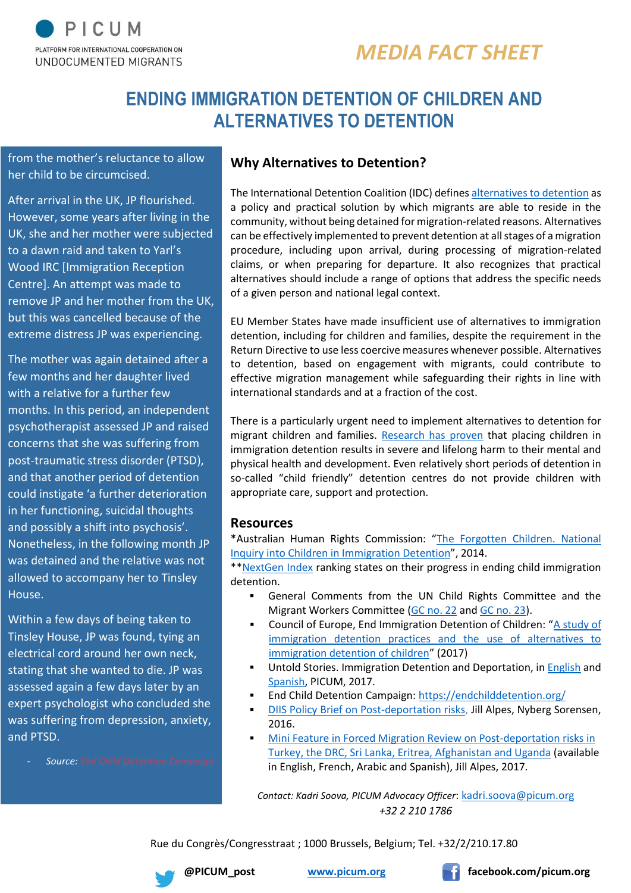# ENDING IMMIGRATION DETENTION OF CHILDREN AND ALTERNATIVES TO DETENTION

from the mother's reluctance to allow her child to be circumcised.

After arrival in the UK, JP flourished. However, some years after living in the UK, she and her mother were subjected to a dawn raid and taken to Yarl's Wood IRC [Immigration Reception Centre]. An attempt was made to remove JP and her mother from the UK, but this was cancelled because of the extreme distress JP was experiencing.

The mother was again detained after a few months and her daughter lived with a relative for a further few months. In this period, an independent psychotherapist assessed JP and raised concerns that she was suffering from post-traumatic stress disorder (PTSD), and that another period of detention could instigate 'a further deterioration in her functioning, suicidal thoughts and possibly a shift into psychosis'. Nonetheless, in the following month JP was detained and the relative was not allowed to accompany her to Tinsley House.

Within a few days of being taken to Tinsley House, JP was found, tying an electrical cord around her own neck, stating that she wanted to die. JP was assessed again a few days later by an expert psychologist who concluded she was suffering from depression, anxiety, and PTSD.

- *Source: End Child Detention Campaign*

## Why Alternatives to Detention?

The International Detention Coalition (IDC) defines alternatives to detention as a policy and practical solution by which migrants are able to reside in the community, without being detained for migration-related reasons. Alternatives can be effectively implemented to prevent detention at all stages of a migration procedure, including upon arrival, during processing of migration-related claims, or when preparing for departure. It also recognizes that practical alternatives should include a range of options that address the specific needs of a given person and national legal context.

EU Member States have made insufficient use of alternatives to immigration detention, including for children and families, despite the requirement in the Return Directive to use less coercive measures whenever possible. Alternatives to detention, based on engagement with migrants, could contribute to effective migration management while safeguarding their rights in line with international standards and at a fraction of the cost.

There is a particularly urgent need to implement alternatives to detention for migrant children and families. Research has proven that placing children in immigration detention results in severe and lifelong harm to their mental and physical health and development. Even relatively short periods of detention in so-called "child friendly" detention centres do not provide children with appropriate care, support and protection.

## Resources

*Australian Human Rights Commission: "The Forgotten Children. National Inquiry into Children in Immigration Detention", 2014.

**NextGen Index ranking states on their progress in ending child immigration detention.

- General Comments from the UN Child Rights Committee and the Migrant Workers Committee (GC no. 22 and GC no. 23).
- Council of Europe, End Immigration Detention of Children: "A study of immigration detention practices and the use of alternatives to immigration detention of children" (2017)
- Untold Stories. Immigration Detention and Deportation, in English and Spanish, PICUM, 2017.
- End Child Detention Campaign: https://endchilddetention.org/
- DIIS Policy Brief on Post-deportation risks, Jill Alpes, Nyberg Sorensen, 2016.
- Mini Feature in Forced Migration Review on Post-deportation risks in Turkey, the DRC, Sri Lanka, Eritrea, Afghanistan and Uganda (available in English, French, Arabic and Spanish), Jill Alpes, 2017.

*Contact: Kadri Soova, PICUM Advocacy Officer*: kadri.soova@picum.org
*+32 2 210 1786*

Rue du Congrès/Congresstraat ; 1000 Brussels, Belgium; Tel. +32/2/210.17.80

@PICUM_post www.picum.org facebook.com/picum.org